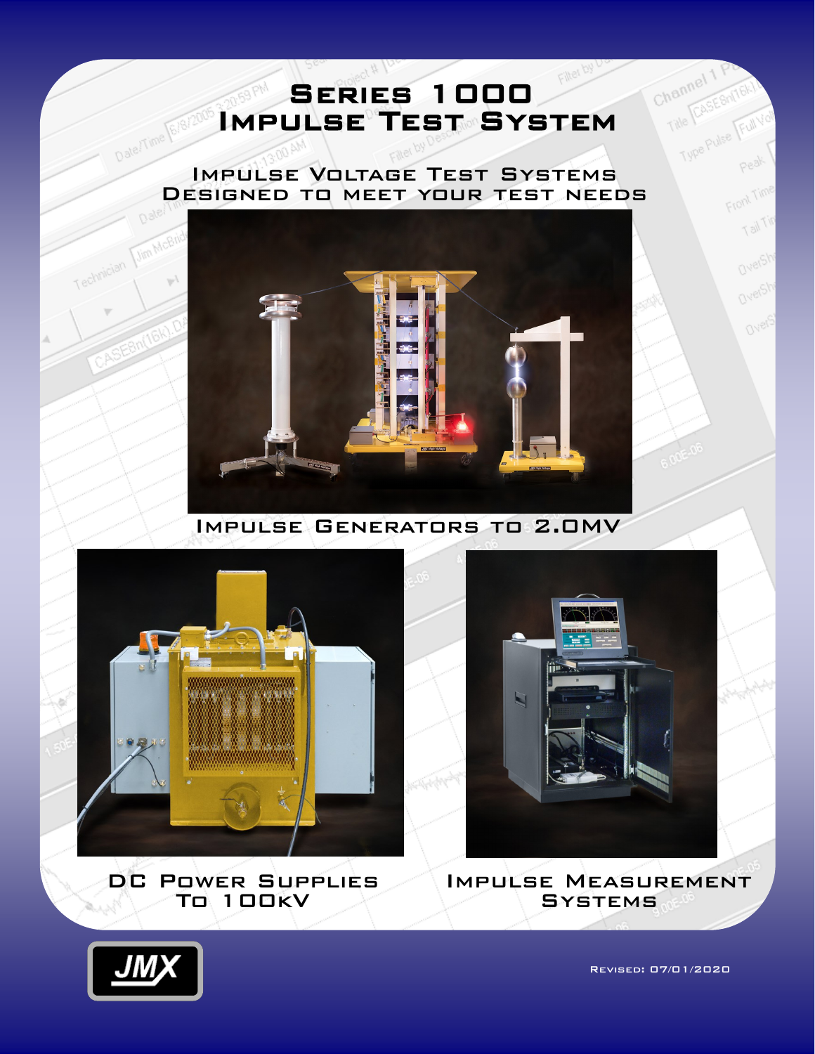# Series 1000 Impulse Test System

## Impulse Voltage Test Systems Designed to meet your test needs

Impulse Generators to 2.0MV

DC Power Supplies To 100kV

Impulse Measurement Systems

JMX

Revised: 07/01/2020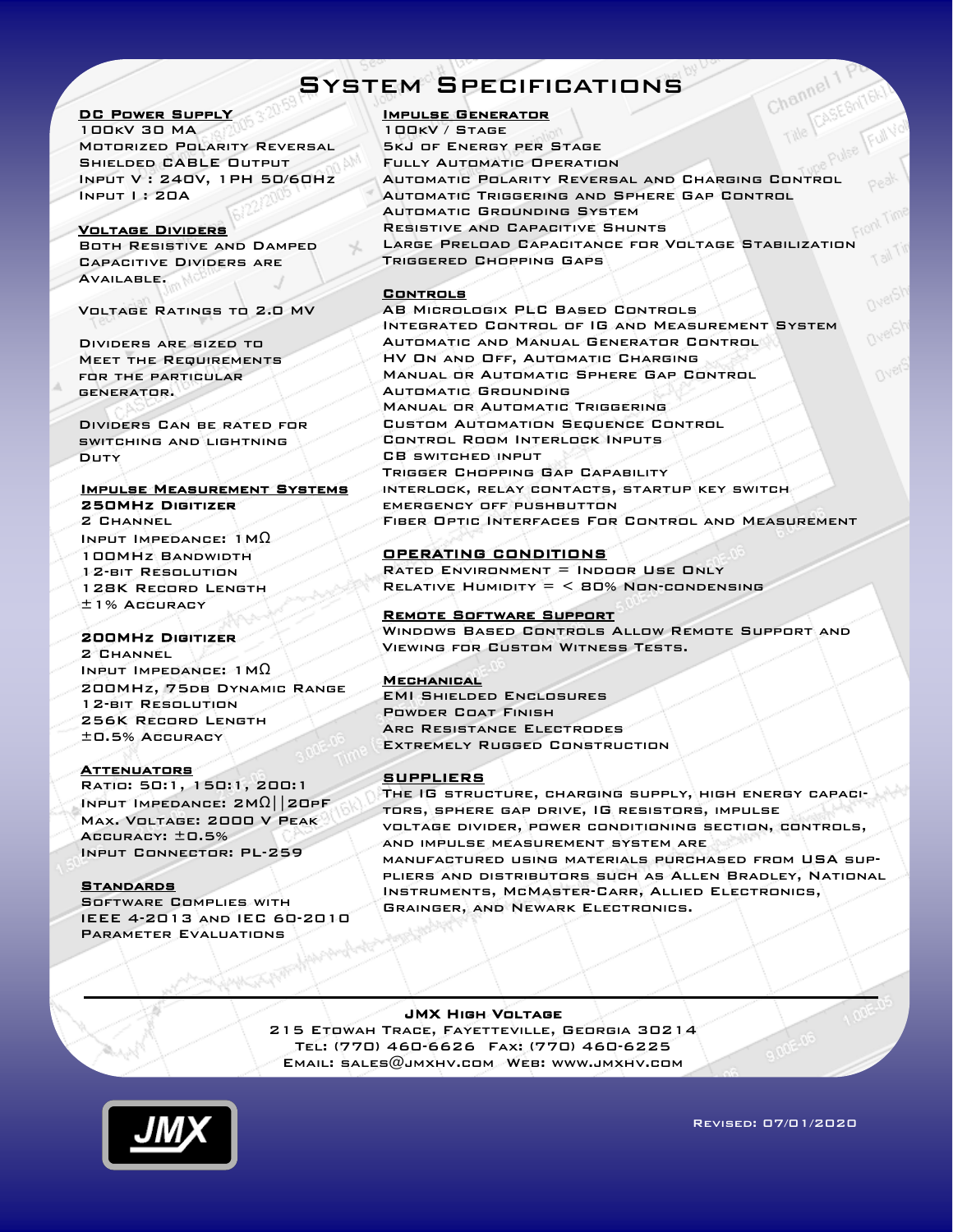# System Specifications

## DC Power Supply

100kV 30 MA
Motorized Polarity Reversal
Shielded CABLE Output
Input V : 240V, 1PH 50/60Hz
Input I : 20A

## Voltage Dividers

Both Resistive and Damped Capacitive Dividers are Available.

Voltage Ratings to 2.0 MV

Dividers are sized to meet the requirements for the particular generator.

Dividers can be rated for switching and lightning duty

## Impulse Measurement Systems

**250MHz Digitizer**
2 Channel
Input Impedance: 1MΩ
100MHz Bandwidth
12-bit Resolution
128K Record Length
±1% Accuracy

**200MHz Digitizer**
2 Channel
Input Impedance: 1MΩ
200MHz, 75dB Dynamic Range
12-bit Resolution
256K Record Length
±0.5% Accuracy

## Attenuators

Ratio: 50:1, 150:1, 200:1
Input Impedance: 2MΩ||20pF
Max. Voltage: 2000 V Peak
Accuracy: ±0.5%
Input Connector: PL-259

## Standards

Software Complies with IEEE 4-2013 and IEC 60-2010 Parameter Evaluations

## Impulse Generator

100kV / Stage
5kJ of Energy per Stage
Fully Automatic Operation
Automatic Polarity Reversal and Charging Control
Automatic Triggering and Sphere Gap Control
Automatic Grounding System
Resistive and Capacitive Shunts
Large Preload Capacitance for Voltage Stabilization
Triggered Chopping Gaps

## Controls

AB Micrologix PLC Based Controls
Integrated Control of IG and Measurement System
Automatic and Manual Generator Control
HV On and Off, Automatic Charging
Manual or Automatic Sphere Gap Control
Automatic Grounding
Manual or Automatic Triggering
Custom Automation Sequence Control
Control Room Interlock Inputs
CB switched input
Trigger Chopping Gap Capability
interlock, relay contacts, startup key switch
emergency off pushbutton
Fiber Optic Interfaces For Control and Measurement

## Operating Conditions

Rated Environment = Indoor Use Only
Relative Humidity = < 80% Non-condensing

## Remote Software Support

Windows Based Controls Allow Remote Support and Viewing for Custom Witness Tests.

## Mechanical

EMI Shielded Enclosures
Powder Coat Finish
Arc Resistance Electrodes
Extremely Rugged Construction

## Suppliers

The IG structure, charging supply, high energy capacitors, sphere gap drive, IG resistors, impulse voltage divider, power conditioning section, controls, and impulse measurement system are manufactured using materials purchased from USA suppliers and distributors such as Allen Bradley, National Instruments, McMaster-Carr, Allied Electronics, Grainger, and Newark Electronics.

---

**JMX High Voltage**
215 Etowah Trace, Fayetteville, Georgia 30214
Tel: (770) 460-6626 Fax: (770) 460-6225
Email: sales@jmxhv.com Web: www.jmxhv.com

Revised: 07/01/2020